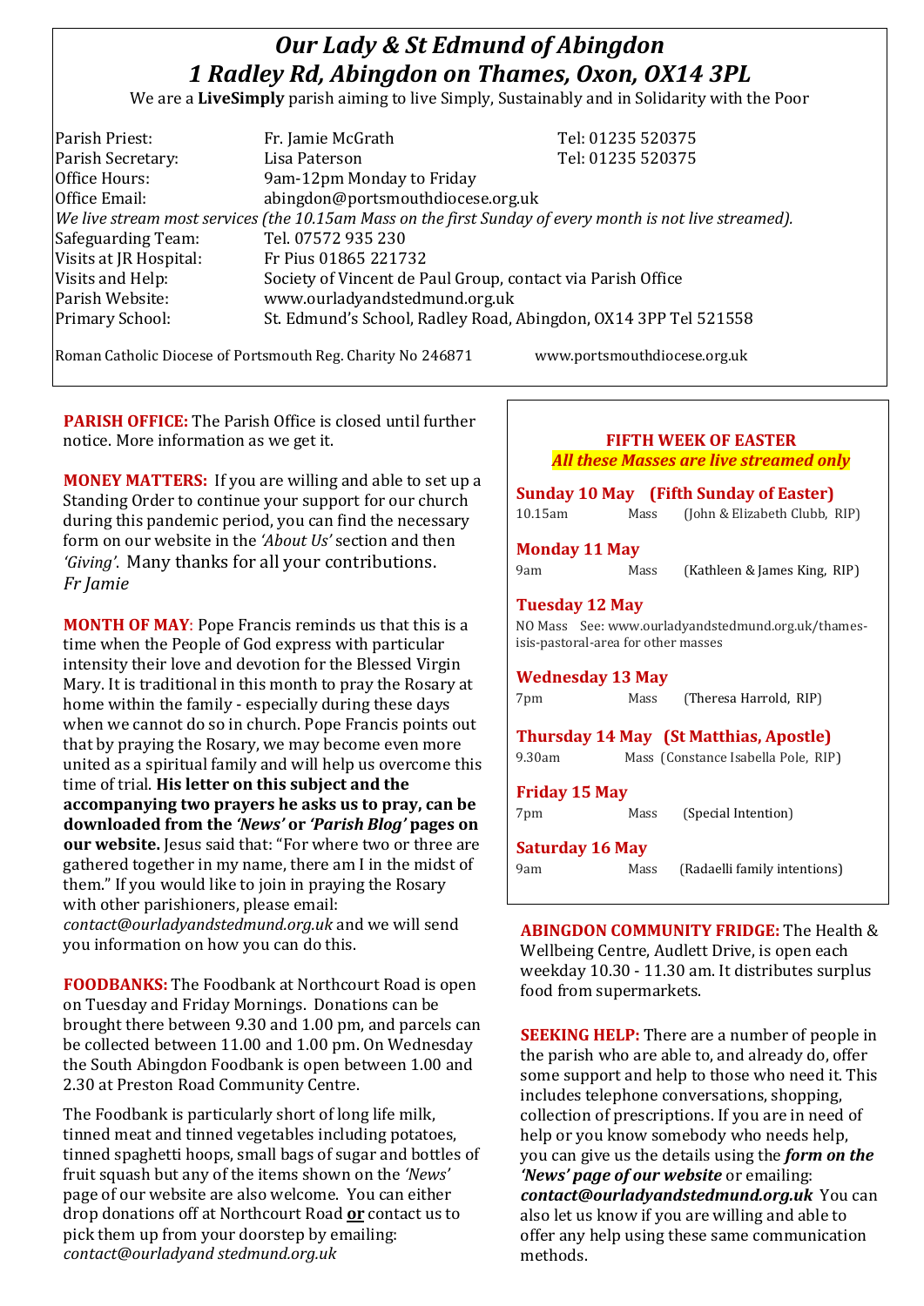# *Our Lady & St Edmund of Abingdon*
# *1 Radley Rd, Abingdon on Thames, Oxon, OX14 3PL*

We are a **LiveSimply** parish aiming to live Simply, Sustainably and in Solidarity with the Poor

| | | |
|---|---|---|
| Parish Priest: | Fr. Jamie McGrath | Tel: 01235 520375 |
| Parish Secretary: | Lisa Paterson | Tel: 01235 520375 |
| Office Hours: | 9am-12pm Monday to Friday | |
| Office Email: | abingdon@portsmouthdiocese.org.uk | |

*We live stream most services (the 10.15am Mass on the first Sunday of every month is not live streamed).*

| | |
|---|---|
| Safeguarding Team: | Tel. 07572 935 230 |
| Visits at JR Hospital: | Fr Pius 01865 221732 |
| Visits and Help: | Society of Vincent de Paul Group, contact via Parish Office |
| Parish Website: | www.ourladyandstedmund.org.uk |
| Primary School: | St. Edmund's School, Radley Road, Abingdon, OX14 3PP Tel 521558 |

Roman Catholic Diocese of Portsmouth Reg. Charity No 246871 www.portsmouthdiocese.org.uk

**PARISH OFFICE:** The Parish Office is closed until further notice. More information as we get it.

**MONEY MATTERS:** If you are willing and able to set up a Standing Order to continue your support for our church during this pandemic period, you can find the necessary form on our website in the *'About Us'* section and then *'Giving'*. Many thanks for all your contributions.
*Fr Jamie*

**MONTH OF MAY**: Pope Francis reminds us that this is a time when the People of God express with particular intensity their love and devotion for the Blessed Virgin Mary. It is traditional in this month to pray the Rosary at home within the family - especially during these days when we cannot do so in church. Pope Francis points out that by praying the Rosary, we may become even more united as a spiritual family and will help us overcome this time of trial. **His letter on this subject and the accompanying two prayers he asks us to pray, can be downloaded from the *'News'* or *'Parish Blog'* pages on our website.** Jesus said that: "For where two or three are gathered together in my name, there am I in the midst of them." If you would like to join in praying the Rosary with other parishioners, please email: *contact@ourladyandstedmund.org.uk* and we will send you information on how you can do this.

**FOODBANKS:** The Foodbank at Northcourt Road is open on Tuesday and Friday Mornings. Donations can be brought there between 9.30 and 1.00 pm, and parcels can be collected between 11.00 and 1.00 pm. On Wednesday the South Abingdon Foodbank is open between 1.00 and 2.30 at Preston Road Community Centre.

The Foodbank is particularly short of long life milk, tinned meat and tinned vegetables including potatoes, tinned spaghetti hoops, small bags of sugar and bottles of fruit squash but any of the items shown on the *'News'* page of our website are also welcome. You can either drop donations off at Northcourt Road **or** contact us to pick them up from your doorstep by emailing: *contact@ourladyand stedmund.org.uk*

**FIFTH WEEK OF EASTER**
***All these Masses are live streamed only***

**Sunday 10 May (Fifth Sunday of Easter)**
10.15am Mass (John & Elizabeth Clubb, RIP)

**Monday 11 May**
9am Mass (Kathleen & James King, RIP)

**Tuesday 12 May**
NO Mass See: www.ourladyandstedmund.org.uk/thames-isis-pastoral-area for other masses

**Wednesday 13 May**
7pm Mass (Theresa Harrold, RIP)

**Thursday 14 May (St Matthias, Apostle)**
9.30am Mass (Constance Isabella Pole, RIP)

**Friday 15 May**
7pm Mass (Special Intention)

**Saturday 16 May**
9am Mass (Radaelli family intentions)

**ABINGDON COMMUNITY FRIDGE:** The Health & Wellbeing Centre, Audlett Drive, is open each weekday 10.30 - 11.30 am. It distributes surplus food from supermarkets.

**SEEKING HELP:** There are a number of people in the parish who are able to, and already do, offer some support and help to those who need it. This includes telephone conversations, shopping, collection of prescriptions. If you are in need of help or you know somebody who needs help, you can give us the details using the ***form on the 'News' page of our website*** or emailing: ***contact@ourladyandstedmund.org.uk*** You can also let us know if you are willing and able to offer any help using these same communication methods.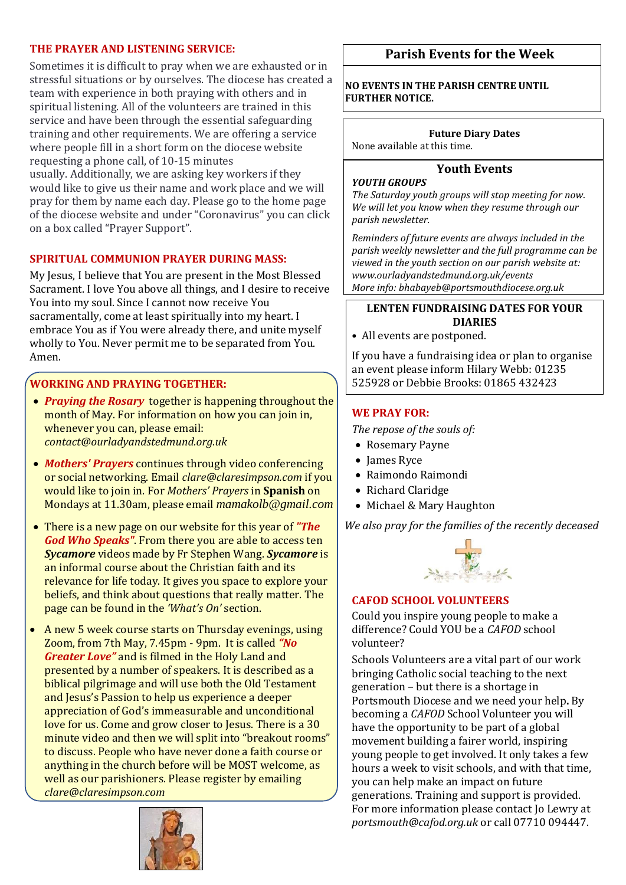## THE PRAYER AND LISTENING SERVICE:

Sometimes it is difficult to pray when we are exhausted or in stressful situations or by ourselves. The diocese has created a team with experience in both praying with others and in spiritual listening. All of the volunteers are trained in this service and have been through the essential safeguarding training and other requirements. We are offering a service where people fill in a short form on the diocese website requesting a phone call, of 10-15 minutes usually. Additionally, we are asking key workers if they would like to give us their name and work place and we will pray for them by name each day. Please go to the home page of the diocese website and under "Coronavirus" you can click on a box called "Prayer Support".

## SPIRITUAL COMMUNION PRAYER DURING MASS:

My Jesus, I believe that You are present in the Most Blessed Sacrament. I love You above all things, and I desire to receive You into my soul. Since I cannot now receive You sacramentally, come at least spiritually into my heart. I embrace You as if You were already there, and unite myself wholly to You. Never permit me to be separated from You. Amen.

## WORKING AND PRAYING TOGETHER:

- ***Praying the Rosary*** together is happening throughout the month of May. For information on how you can join in, whenever you can, please email: *contact@ourladyandstedmund.org.uk*
- ***Mothers' Prayers*** continues through video conferencing or social networking. Email *clare@claresimpson.com* if you would like to join in. For *Mothers' Prayers* in **Spanish** on Mondays at 11.30am, please email *mamakolb@gmail.com*
- There is a new page on our website for this year of ***"The God Who Speaks"***. From there you are able to access ten ***Sycamore*** videos made by Fr Stephen Wang. ***Sycamore*** is an informal course about the Christian faith and its relevance for life today. It gives you space to explore your beliefs, and think about questions that really matter. The page can be found in the *'What's On'* section.
- A new 5 week course starts on Thursday evenings, using Zoom, from 7th May, 7.45pm - 9pm. It is called ***"No Greater Love"*** and is filmed in the Holy Land and presented by a number of speakers. It is described as a biblical pilgrimage and will use both the Old Testament and Jesus's Passion to help us experience a deeper appreciation of God's immeasurable and unconditional love for us. Come and grow closer to Jesus. There is a 30 minute video and then we will split into "breakout rooms" to discuss. People who have never done a faith course or anything in the church before will be MOST welcome, as well as our parishioners. Please register by emailing *clare@claresimpson.com*

## Parish Events for the Week

**NO EVENTS IN THE PARISH CENTRE UNTIL FURTHER NOTICE.**

**Future Diary Dates**

None available at this time.

## Youth Events

***YOUTH GROUPS***

*The Saturday youth groups will stop meeting for now. We will let you know when they resume through our parish newsletter.*

*Reminders of future events are always included in the parish weekly newsletter and the full programme can be viewed in the youth section on our parish website at: www.ourladyandstedmund.org.uk/events*
*More info: bhabayeb@portsmouthdiocese.org.uk*

## LENTEN FUNDRAISING DATES FOR YOUR DIARIES

- All events are postponed.

If you have a fundraising idea or plan to organise an event please inform Hilary Webb: 01235 525928 or Debbie Brooks: 01865 432423

## WE PRAY FOR:

*The repose of the souls of:*

- Rosemary Payne
- James Ryce
- Raimondo Raimondi
- Richard Claridge
- Michael & Mary Haughton

*We also pray for the families of the recently deceased*

## CAFOD SCHOOL VOLUNTEERS

Could you inspire young people to make a difference? Could YOU be a *CAFOD* school volunteer?

Schools Volunteers are a vital part of our work bringing Catholic social teaching to the next generation – but there is a shortage in Portsmouth Diocese and we need your help**.** By becoming a *CAFOD* School Volunteer you will have the opportunity to be part of a global movement building a fairer world, inspiring young people to get involved. It only takes a few hours a week to visit schools, and with that time, you can help make an impact on future generations. Training and support is provided. For more information please contact Jo Lewry at *portsmouth@cafod.org.uk* or call 07710 094447.